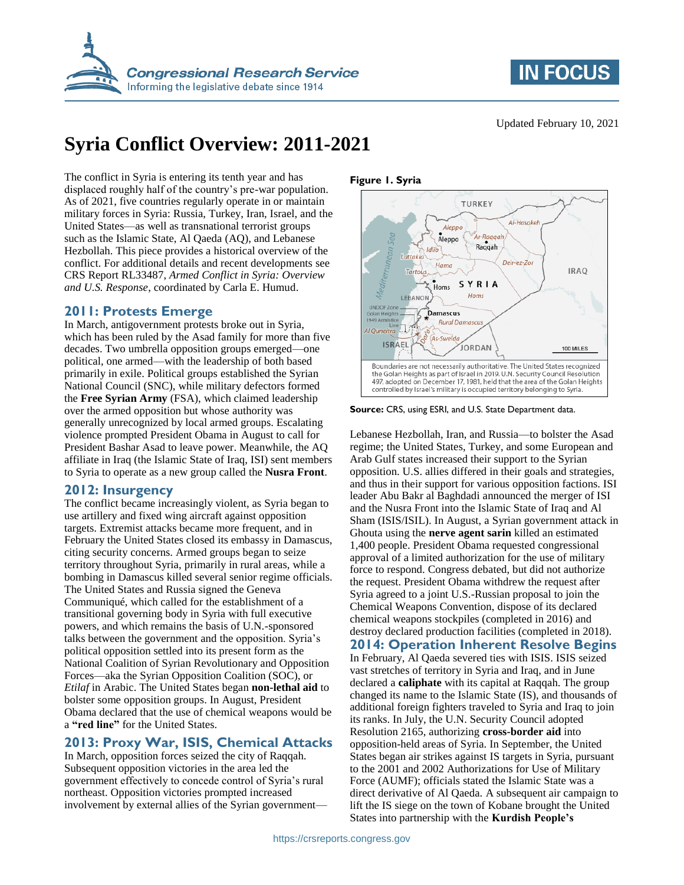Updated February 10, 2021

# Syria Conflict Overview: 2011-2021

The conflict in Syria is entering its tenth year and has displaced roughly half of the country's pre-war population. As of 2021, five countries regularly operate in or maintain military forces in Syria: Russia, Turkey, Iran, Israel, and the United States—as well as transnational terrorist groups such as the Islamic State, Al Qaeda (AQ), and Lebanese Hezbollah. This piece provides a historical overview of the conflict. For additional details and recent developments see CRS Report RL33487, *Armed Conflict in Syria: Overview and U.S. Response*, coordinated by Carla E. Humud.

## 2011: Protests Emerge

In March, antigovernment protests broke out in Syria, which has been ruled by the Asad family for more than five decades. Two umbrella opposition groups emerged—one political, one armed—with the leadership of both based primarily in exile. Political groups established the Syrian National Council (SNC), while military defectors formed the **Free Syrian Army** (FSA), which claimed leadership over the armed opposition but whose authority was generally unrecognized by local armed groups. Escalating violence prompted President Obama in August to call for President Bashar Asad to leave power. Meanwhile, the AQ affiliate in Iraq (the Islamic State of Iraq, ISI) sent members to Syria to operate as a new group called the **Nusra Front**.

## 2012: Insurgency

The conflict became increasingly violent, as Syria began to use artillery and fixed wing aircraft against opposition targets. Extremist attacks became more frequent, and in February the United States closed its embassy in Damascus, citing security concerns. Armed groups began to seize territory throughout Syria, primarily in rural areas, while a bombing in Damascus killed several senior regime officials. The United States and Russia signed the Geneva Communiqué, which called for the establishment of a transitional governing body in Syria with full executive powers, and which remains the basis of U.N.-sponsored talks between the government and the opposition. Syria's political opposition settled into its present form as the National Coalition of Syrian Revolutionary and Opposition Forces—aka the Syrian Opposition Coalition (SOC), or *Etilaf* in Arabic. The United States began **non-lethal aid** to bolster some opposition groups. In August, President Obama declared that the use of chemical weapons would be a **"red line"** for the United States.

## 2013: Proxy War, ISIS, Chemical Attacks

In March, opposition forces seized the city of Raqqah. Subsequent opposition victories in the area led the government effectively to concede control of Syria's rural northeast. Opposition victories prompted increased involvement by external allies of the Syrian government—Lebanese Hezbollah, Iran, and Russia—to bolster the Asad regime; the United States, Turkey, and some European and Arab Gulf states increased their support to the Syrian opposition. U.S. allies differed in their goals and strategies, and thus in their support for various opposition factions. ISI leader Abu Bakr al Baghdadi announced the merger of ISI and the Nusra Front into the Islamic State of Iraq and Al Sham (ISIS/ISIL). In August, a Syrian government attack in Ghouta using the **nerve agent sarin** killed an estimated 1,400 people. President Obama requested congressional approval of a limited authorization for the use of military force to respond. Congress debated, but did not authorize the request. President Obama withdrew the request after Syria agreed to a joint U.S.-Russian proposal to join the Chemical Weapons Convention, dispose of its declared chemical weapons stockpiles (completed in 2016) and destroy declared production facilities (completed in 2018).

**Figure 1. Syria**

Boundaries are not necessarily authoritative. The United States recognized the Golan Heights as part of Israel in 2019. U.N. Security Council Resolution 497, adopted on December 17, 1981, held that the area of the Golan Heights controlled by Israel's military is occupied territory belonging to Syria.

**Source:** CRS, using ESRI, and U.S. State Department data.

## 2014: Operation Inherent Resolve Begins

In February, Al Qaeda severed ties with ISIS. ISIS seized vast stretches of territory in Syria and Iraq, and in June declared a **caliphate** with its capital at Raqqah. The group changed its name to the Islamic State (IS), and thousands of additional foreign fighters traveled to Syria and Iraq to join its ranks. In July, the U.N. Security Council adopted Resolution 2165, authorizing **cross-border aid** into opposition-held areas of Syria. In September, the United States began air strikes against IS targets in Syria, pursuant to the 2001 and 2002 Authorizations for Use of Military Force (AUMF); officials stated the Islamic State was a direct derivative of Al Qaeda. A subsequent air campaign to lift the IS siege on the town of Kobane brought the United States into partnership with the **Kurdish People's**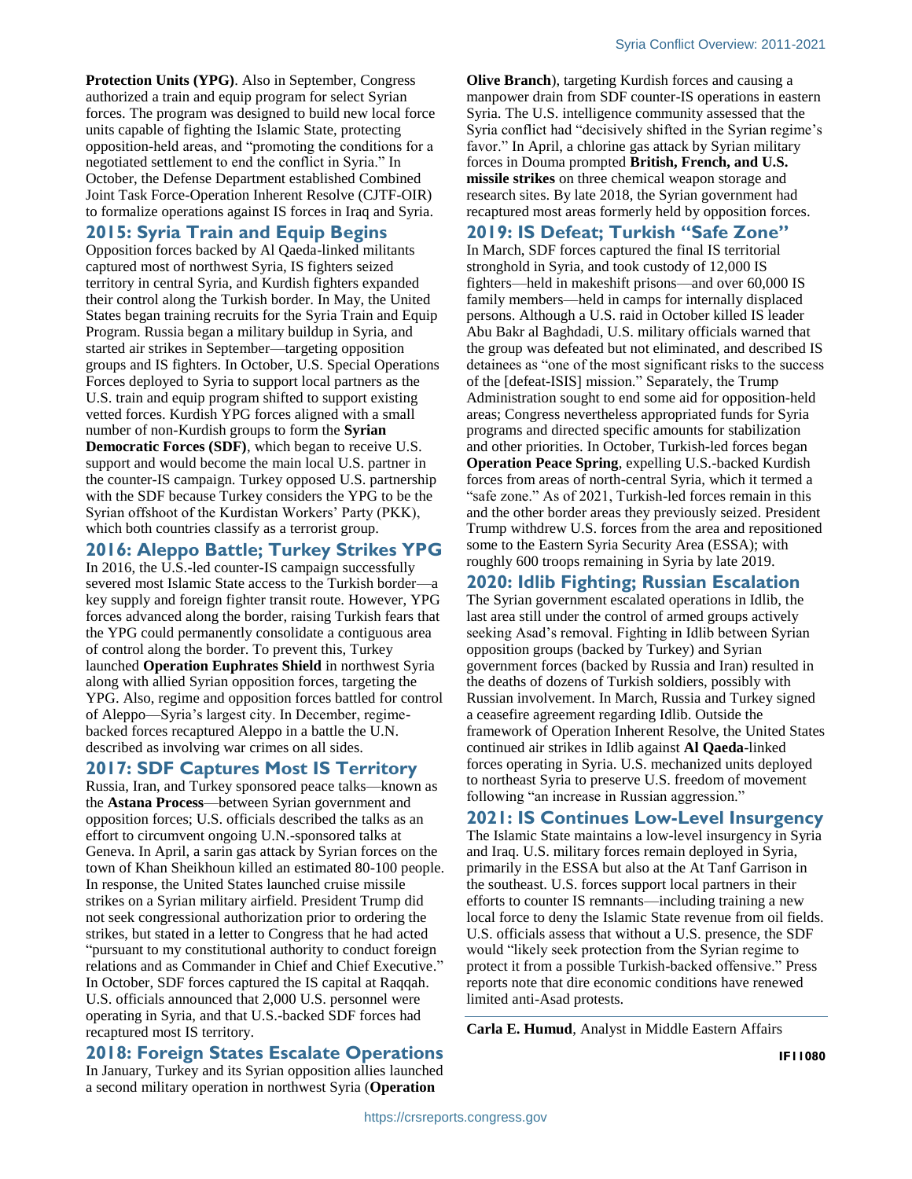**Protection Units (YPG)**. Also in September, Congress authorized a train and equip program for select Syrian forces. The program was designed to build new local force units capable of fighting the Islamic State, protecting opposition-held areas, and "promoting the conditions for a negotiated settlement to end the conflict in Syria." In October, the Defense Department established Combined Joint Task Force-Operation Inherent Resolve (CJTF-OIR) to formalize operations against IS forces in Iraq and Syria.

## 2015: Syria Train and Equip Begins

Opposition forces backed by Al Qaeda-linked militants captured most of northwest Syria, IS fighters seized territory in central Syria, and Kurdish fighters expanded their control along the Turkish border. In May, the United States began training recruits for the Syria Train and Equip Program. Russia began a military buildup in Syria, and started air strikes in September—targeting opposition groups and IS fighters. In October, U.S. Special Operations Forces deployed to Syria to support local partners as the U.S. train and equip program shifted to support existing vetted forces. Kurdish YPG forces aligned with a small number of non-Kurdish groups to form the **Syrian Democratic Forces (SDF)**, which began to receive U.S. support and would become the main local U.S. partner in the counter-IS campaign. Turkey opposed U.S. partnership with the SDF because Turkey considers the YPG to be the Syrian offshoot of the Kurdistan Workers' Party (PKK), which both countries classify as a terrorist group.

## 2016: Aleppo Battle; Turkey Strikes YPG

In 2016, the U.S.-led counter-IS campaign successfully severed most Islamic State access to the Turkish border—a key supply and foreign fighter transit route. However, YPG forces advanced along the border, raising Turkish fears that the YPG could permanently consolidate a contiguous area of control along the border. To prevent this, Turkey launched **Operation Euphrates Shield** in northwest Syria along with allied Syrian opposition forces, targeting the YPG. Also, regime and opposition forces battled for control of Aleppo—Syria's largest city. In December, regime-backed forces recaptured Aleppo in a battle the U.N. described as involving war crimes on all sides.

## 2017: SDF Captures Most IS Territory

Russia, Iran, and Turkey sponsored peace talks—known as the **Astana Process**—between Syrian government and opposition forces; U.S. officials described the talks as an effort to circumvent ongoing U.N.-sponsored talks at Geneva. In April, a sarin gas attack by Syrian forces on the town of Khan Sheikhoun killed an estimated 80-100 people. In response, the United States launched cruise missile strikes on a Syrian military airfield. President Trump did not seek congressional authorization prior to ordering the strikes, but stated in a letter to Congress that he had acted "pursuant to my constitutional authority to conduct foreign relations and as Commander in Chief and Chief Executive." In October, SDF forces captured the IS capital at Raqqah. U.S. officials announced that 2,000 U.S. personnel were operating in Syria, and that U.S.-backed SDF forces had recaptured most IS territory.

## 2018: Foreign States Escalate Operations

In January, Turkey and its Syrian opposition allies launched a second military operation in northwest Syria (**Operation Olive Branch**), targeting Kurdish forces and causing a manpower drain from SDF counter-IS operations in eastern Syria. The U.S. intelligence community assessed that the Syria conflict had "decisively shifted in the Syrian regime's favor." In April, a chlorine gas attack by Syrian military forces in Douma prompted **British, French, and U.S. missile strikes** on three chemical weapon storage and research sites. By late 2018, the Syrian government had recaptured most areas formerly held by opposition forces.

## 2019: IS Defeat; Turkish "Safe Zone"

In March, SDF forces captured the final IS territorial stronghold in Syria, and took custody of 12,000 IS fighters—held in makeshift prisons—and over 60,000 IS family members—held in camps for internally displaced persons. Although a U.S. raid in October killed IS leader Abu Bakr al Baghdadi, U.S. military officials warned that the group was defeated but not eliminated, and described IS detainees as "one of the most significant risks to the success of the [defeat-ISIS] mission." Separately, the Trump Administration sought to end some aid for opposition-held areas; Congress nevertheless appropriated funds for Syria programs and directed specific amounts for stabilization and other priorities. In October, Turkish-led forces began **Operation Peace Spring**, expelling U.S.-backed Kurdish forces from areas of north-central Syria, which it termed a "safe zone." As of 2021, Turkish-led forces remain in this and the other border areas they previously seized. President Trump withdrew U.S. forces from the area and repositioned some to the Eastern Syria Security Area (ESSA); with roughly 600 troops remaining in Syria by late 2019.

## 2020: Idlib Fighting; Russian Escalation

The Syrian government escalated operations in Idlib, the last area still under the control of armed groups actively seeking Asad's removal. Fighting in Idlib between Syrian opposition groups (backed by Turkey) and Syrian government forces (backed by Russia and Iran) resulted in the deaths of dozens of Turkish soldiers, possibly with Russian involvement. In March, Russia and Turkey signed a ceasefire agreement regarding Idlib. Outside the framework of Operation Inherent Resolve, the United States continued air strikes in Idlib against **Al Qaeda**-linked forces operating in Syria. U.S. mechanized units deployed to northeast Syria to preserve U.S. freedom of movement following "an increase in Russian aggression."

## 2021: IS Continues Low-Level Insurgency

The Islamic State maintains a low-level insurgency in Syria and Iraq. U.S. military forces remain deployed in Syria, primarily in the ESSA but also at the At Tanf Garrison in the southeast. U.S. forces support local partners in their efforts to counter IS remnants—including training a new local force to deny the Islamic State revenue from oil fields. U.S. officials assess that without a U.S. presence, the SDF would "likely seek protection from the Syrian regime to protect it from a possible Turkish-backed offensive." Press reports note that dire economic conditions have renewed limited anti-Asad protests.

---

**Carla E. Humud**, Analyst in Middle Eastern Affairs

**IF11080**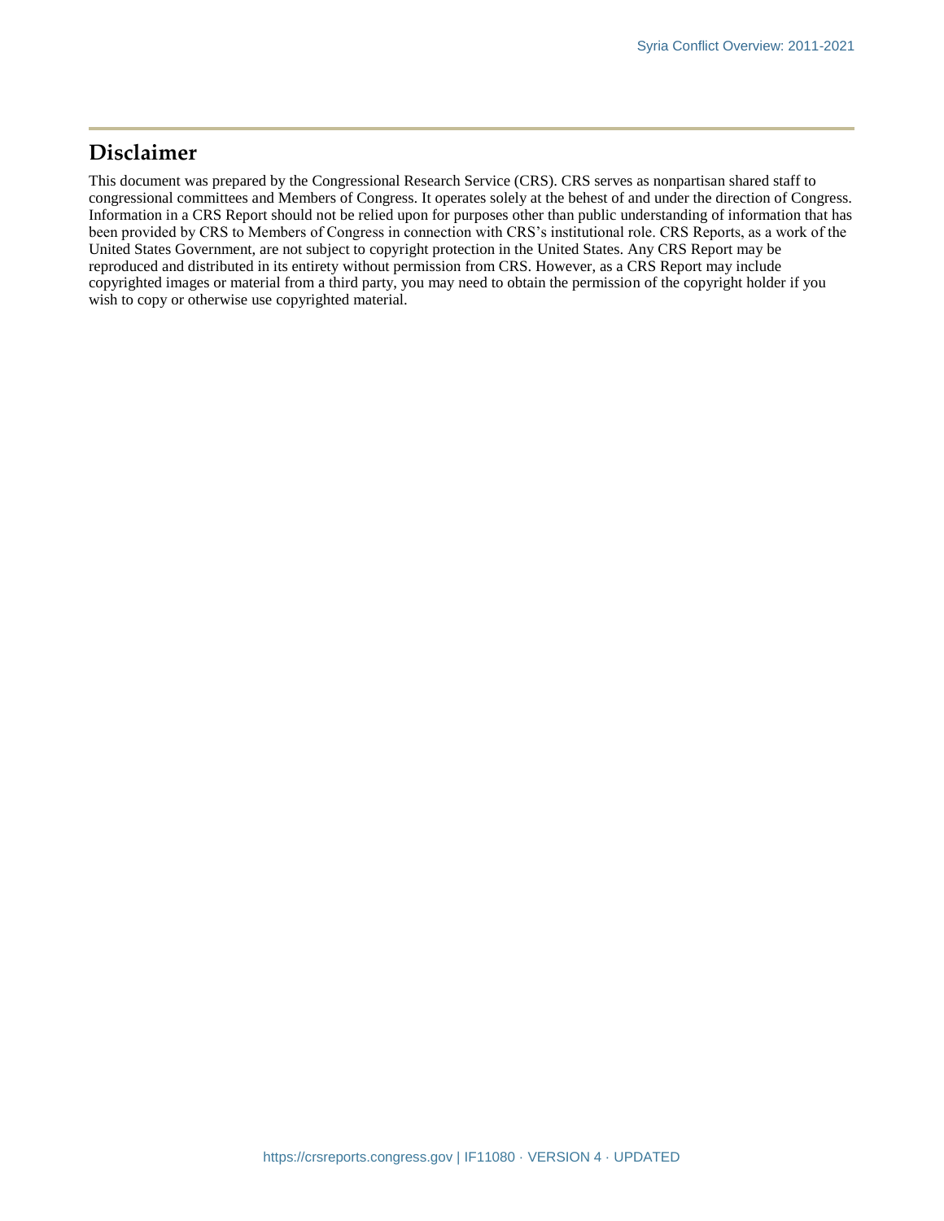## Disclaimer

This document was prepared by the Congressional Research Service (CRS). CRS serves as nonpartisan shared staff to congressional committees and Members of Congress. It operates solely at the behest of and under the direction of Congress. Information in a CRS Report should not be relied upon for purposes other than public understanding of information that has been provided by CRS to Members of Congress in connection with CRS's institutional role. CRS Reports, as a work of the United States Government, are not subject to copyright protection in the United States. Any CRS Report may be reproduced and distributed in its entirety without permission from CRS. However, as a CRS Report may include copyrighted images or material from a third party, you may need to obtain the permission of the copyright holder if you wish to copy or otherwise use copyrighted material.